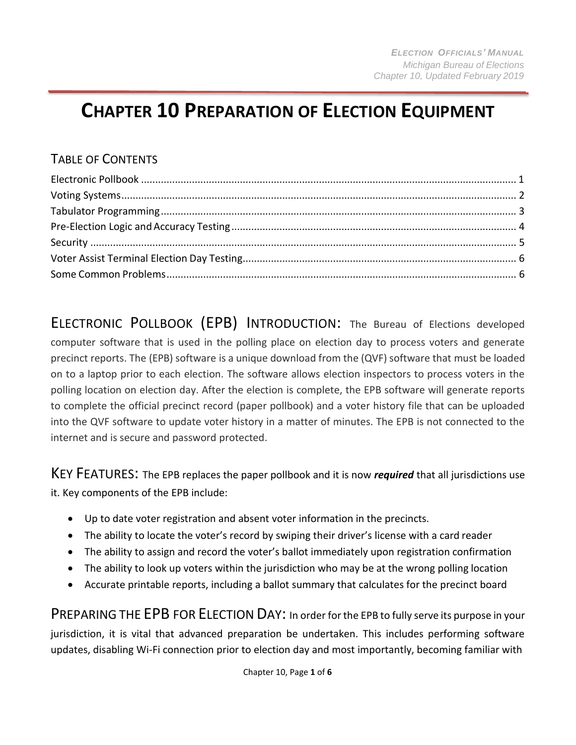# CHAPTER 10 PREPARATION OF ELECTION EQUIPMENT

## TABLE OF CONTENTS

Electronic Pollbook ..... 1
Voting Systems ..... 2
Tabulator Programming ..... 3
Pre-Election Logic and Accuracy Testing ..... 4
Security ..... 5
Voter Assist Terminal Election Day Testing ..... 6
Some Common Problems ..... 6

## ELECTRONIC POLLBOOK (EPB) INTRODUCTION:

The Bureau of Elections developed computer software that is used in the polling place on election day to process voters and generate precinct reports. The (EPB) software is a unique download from the (QVF) software that must be loaded on to a laptop prior to each election. The software allows election inspectors to process voters in the polling location on election day. After the election is complete, the EPB software will generate reports to complete the official precinct record (paper pollbook) and a voter history file that can be uploaded into the QVF software to update voter history in a matter of minutes. The EPB is not connected to the internet and is secure and password protected.

## KEY FEATURES:

The EPB replaces the paper pollbook and it is now ***required*** that all jurisdictions use it. Key components of the EPB include:

- Up to date voter registration and absent voter information in the precincts.
- The ability to locate the voter's record by swiping their driver's license with a card reader
- The ability to assign and record the voter's ballot immediately upon registration confirmation
- The ability to look up voters within the jurisdiction who may be at the wrong polling location
- Accurate printable reports, including a ballot summary that calculates for the precinct board

## PREPARING THE EPB FOR ELECTION DAY:

In order for the EPB to fully serve its purpose in your jurisdiction, it is vital that advanced preparation be undertaken. This includes performing software updates, disabling Wi-Fi connection prior to election day and most importantly, becoming familiar with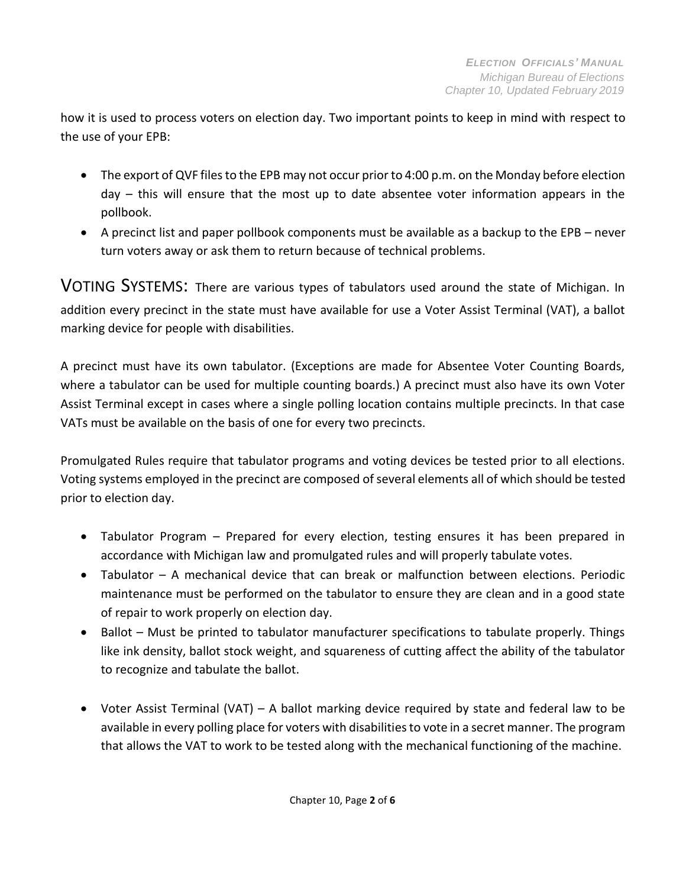how it is used to process voters on election day. Two important points to keep in mind with respect to the use of your EPB:

- The export of QVF files to the EPB may not occur prior to 4:00 p.m. on the Monday before election day – this will ensure that the most up to date absentee voter information appears in the pollbook.
- A precinct list and paper pollbook components must be available as a backup to the EPB – never turn voters away or ask them to return because of technical problems.

## VOTING SYSTEMS:

There are various types of tabulators used around the state of Michigan. In addition every precinct in the state must have available for use a Voter Assist Terminal (VAT), a ballot marking device for people with disabilities.

A precinct must have its own tabulator. (Exceptions are made for Absentee Voter Counting Boards, where a tabulator can be used for multiple counting boards.) A precinct must also have its own Voter Assist Terminal except in cases where a single polling location contains multiple precincts. In that case VATs must be available on the basis of one for every two precincts.

Promulgated Rules require that tabulator programs and voting devices be tested prior to all elections. Voting systems employed in the precinct are composed of several elements all of which should be tested prior to election day.

- Tabulator Program – Prepared for every election, testing ensures it has been prepared in accordance with Michigan law and promulgated rules and will properly tabulate votes.
- Tabulator – A mechanical device that can break or malfunction between elections. Periodic maintenance must be performed on the tabulator to ensure they are clean and in a good state of repair to work properly on election day.
- Ballot – Must be printed to tabulator manufacturer specifications to tabulate properly. Things like ink density, ballot stock weight, and squareness of cutting affect the ability of the tabulator to recognize and tabulate the ballot.
- Voter Assist Terminal (VAT) – A ballot marking device required by state and federal law to be available in every polling place for voters with disabilities to vote in a secret manner. The program that allows the VAT to work to be tested along with the mechanical functioning of the machine.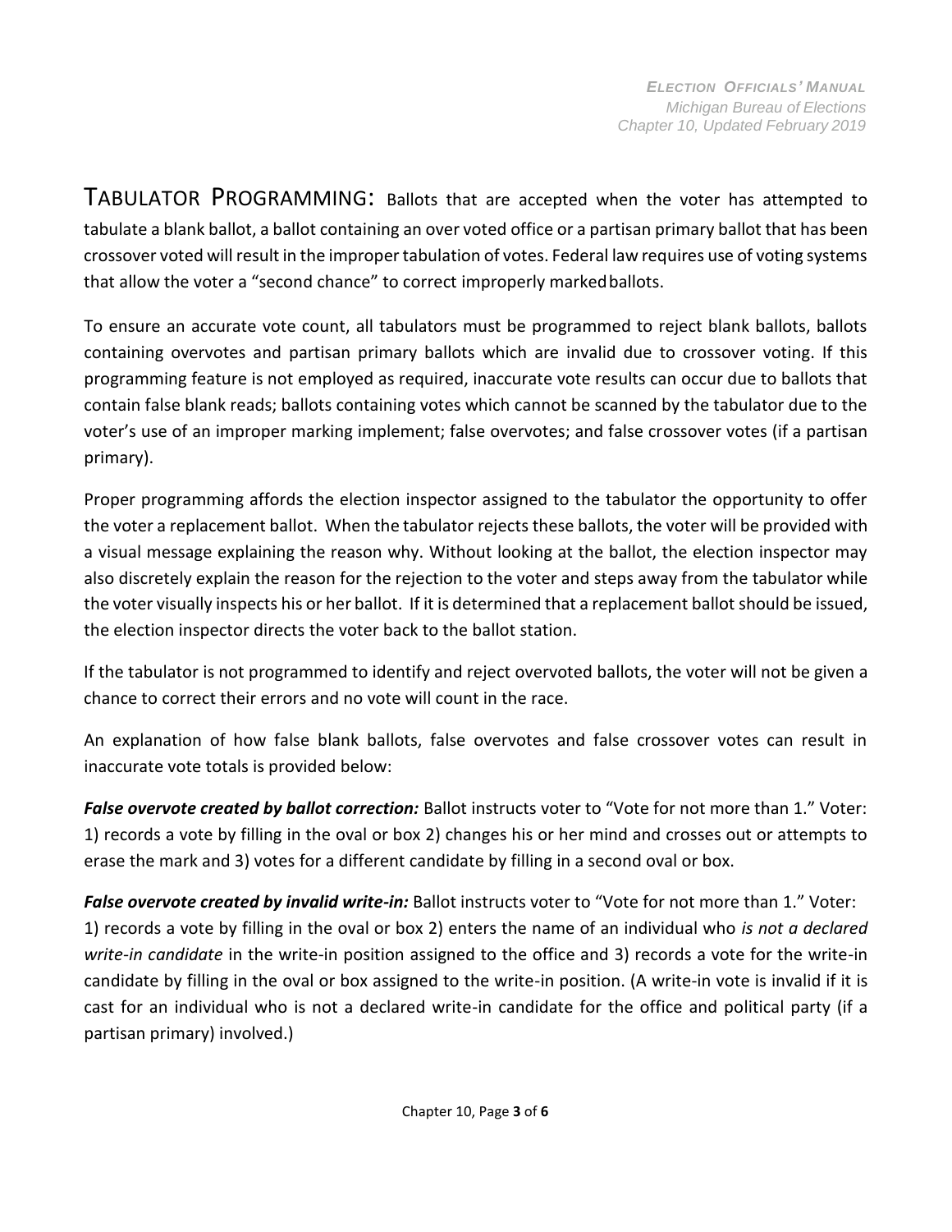**TABULATOR PROGRAMMING:** Ballots that are accepted when the voter has attempted to tabulate a blank ballot, a ballot containing an over voted office or a partisan primary ballot that has been crossover voted will result in the improper tabulation of votes. Federal law requires use of voting systems that allow the voter a "second chance" to correct improperly marked ballots.

To ensure an accurate vote count, all tabulators must be programmed to reject blank ballots, ballots containing overvotes and partisan primary ballots which are invalid due to crossover voting. If this programming feature is not employed as required, inaccurate vote results can occur due to ballots that contain false blank reads; ballots containing votes which cannot be scanned by the tabulator due to the voter's use of an improper marking implement; false overvotes; and false crossover votes (if a partisan primary).

Proper programming affords the election inspector assigned to the tabulator the opportunity to offer the voter a replacement ballot. When the tabulator rejects these ballots, the voter will be provided with a visual message explaining the reason why. Without looking at the ballot, the election inspector may also discretely explain the reason for the rejection to the voter and steps away from the tabulator while the voter visually inspects his or her ballot. If it is determined that a replacement ballot should be issued, the election inspector directs the voter back to the ballot station.

If the tabulator is not programmed to identify and reject overvoted ballots, the voter will not be given a chance to correct their errors and no vote will count in the race.

An explanation of how false blank ballots, false overvotes and false crossover votes can result in inaccurate vote totals is provided below:

***False overvote created by ballot correction:*** Ballot instructs voter to "Vote for not more than 1." Voter: 1) records a vote by filling in the oval or box 2) changes his or her mind and crosses out or attempts to erase the mark and 3) votes for a different candidate by filling in a second oval or box.

***False overvote created by invalid write-in:*** Ballot instructs voter to "Vote for not more than 1." Voter: 1) records a vote by filling in the oval or box 2) enters the name of an individual who *is not a declared write-in candidate* in the write-in position assigned to the office and 3) records a vote for the write-in candidate by filling in the oval or box assigned to the write-in position. (A write-in vote is invalid if it is cast for an individual who is not a declared write-in candidate for the office and political party (if a partisan primary) involved.)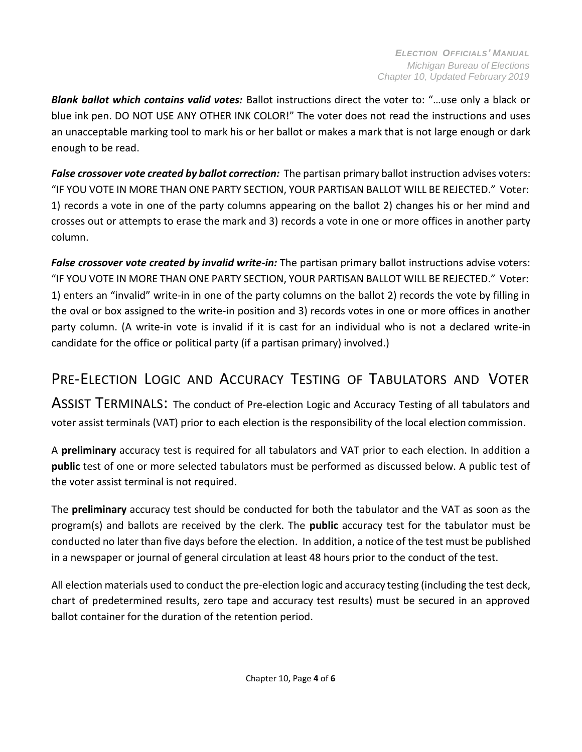***Blank ballot which contains valid votes:*** Ballot instructions direct the voter to: "…use only a black or blue ink pen. DO NOT USE ANY OTHER INK COLOR!" The voter does not read the instructions and uses an unacceptable marking tool to mark his or her ballot or makes a mark that is not large enough or dark enough to be read.

***False crossover vote created by ballot correction:*** The partisan primary ballot instruction advises voters: "IF YOU VOTE IN MORE THAN ONE PARTY SECTION, YOUR PARTISAN BALLOT WILL BE REJECTED." Voter: 1) records a vote in one of the party columns appearing on the ballot 2) changes his or her mind and crosses out or attempts to erase the mark and 3) records a vote in one or more offices in another party column.

***False crossover vote created by invalid write-in:*** The partisan primary ballot instructions advise voters: "IF YOU VOTE IN MORE THAN ONE PARTY SECTION, YOUR PARTISAN BALLOT WILL BE REJECTED." Voter: 1) enters an "invalid" write-in in one of the party columns on the ballot 2) records the vote by filling in the oval or box assigned to the write-in position and 3) records votes in one or more offices in another party column. (A write-in vote is invalid if it is cast for an individual who is not a declared write-in candidate for the office or political party (if a partisan primary) involved.)

## Pre-Election Logic and Accuracy Testing of Tabulators and Voter Assist Terminals:

The conduct of Pre-election Logic and Accuracy Testing of all tabulators and voter assist terminals (VAT) prior to each election is the responsibility of the local election commission.

A **preliminary** accuracy test is required for all tabulators and VAT prior to each election. In addition a **public** test of one or more selected tabulators must be performed as discussed below. A public test of the voter assist terminal is not required.

The **preliminary** accuracy test should be conducted for both the tabulator and the VAT as soon as the program(s) and ballots are received by the clerk. The **public** accuracy test for the tabulator must be conducted no later than five days before the election. In addition, a notice of the test must be published in a newspaper or journal of general circulation at least 48 hours prior to the conduct of the test.

All election materials used to conduct the pre-election logic and accuracy testing (including the test deck, chart of predetermined results, zero tape and accuracy test results) must be secured in an approved ballot container for the duration of the retention period.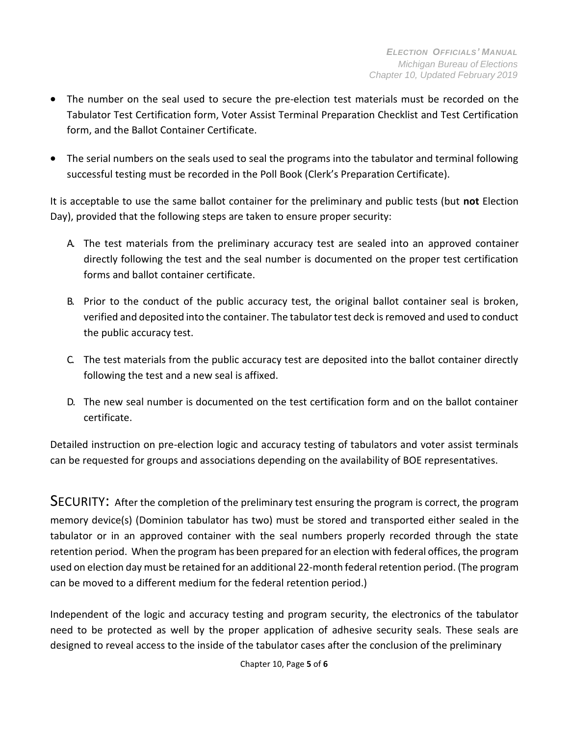- The number on the seal used to secure the pre-election test materials must be recorded on the Tabulator Test Certification form, Voter Assist Terminal Preparation Checklist and Test Certification form, and the Ballot Container Certificate.

- The serial numbers on the seals used to seal the programs into the tabulator and terminal following successful testing must be recorded in the Poll Book (Clerk's Preparation Certificate).

It is acceptable to use the same ballot container for the preliminary and public tests (but **not** Election Day), provided that the following steps are taken to ensure proper security:

A. The test materials from the preliminary accuracy test are sealed into an approved container directly following the test and the seal number is documented on the proper test certification forms and ballot container certificate.

B. Prior to the conduct of the public accuracy test, the original ballot container seal is broken, verified and deposited into the container. The tabulator test deck is removed and used to conduct the public accuracy test.

C. The test materials from the public accuracy test are deposited into the ballot container directly following the test and a new seal is affixed.

D. The new seal number is documented on the test certification form and on the ballot container certificate.

Detailed instruction on pre-election logic and accuracy testing of tabulators and voter assist terminals can be requested for groups and associations depending on the availability of BOE representatives.

## SECURITY:

After the completion of the preliminary test ensuring the program is correct, the program memory device(s) (Dominion tabulator has two) must be stored and transported either sealed in the tabulator or in an approved container with the seal numbers properly recorded through the state retention period. When the program has been prepared for an election with federal offices, the program used on election day must be retained for an additional 22-month federal retention period. (The program can be moved to a different medium for the federal retention period.)

Independent of the logic and accuracy testing and program security, the electronics of the tabulator need to be protected as well by the proper application of adhesive security seals. These seals are designed to reveal access to the inside of the tabulator cases after the conclusion of the preliminary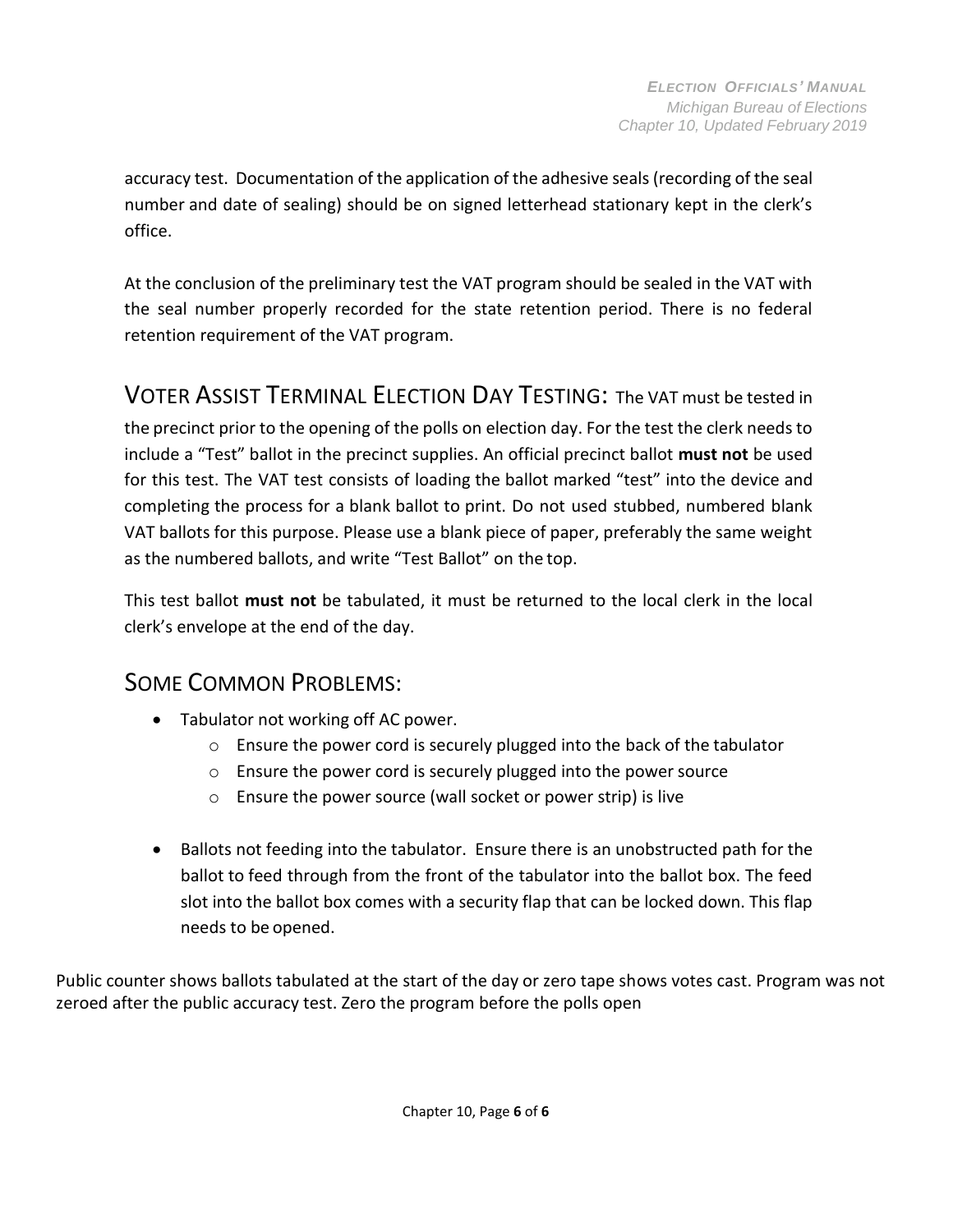accuracy test. Documentation of the application of the adhesive seals (recording of the seal number and date of sealing) should be on signed letterhead stationary kept in the clerk's office.

At the conclusion of the preliminary test the VAT program should be sealed in the VAT with the seal number properly recorded for the state retention period. There is no federal retention requirement of the VAT program.

## VOTER ASSIST TERMINAL ELECTION DAY TESTING:

The VAT must be tested in the precinct prior to the opening of the polls on election day. For the test the clerk needs to include a "Test" ballot in the precinct supplies. An official precinct ballot **must not** be used for this test. The VAT test consists of loading the ballot marked "test" into the device and completing the process for a blank ballot to print. Do not used stubbed, numbered blank VAT ballots for this purpose. Please use a blank piece of paper, preferably the same weight as the numbered ballots, and write "Test Ballot" on the top.

This test ballot **must not** be tabulated, it must be returned to the local clerk in the local clerk's envelope at the end of the day.

## SOME COMMON PROBLEMS:

- Tabulator not working off AC power.
  - Ensure the power cord is securely plugged into the back of the tabulator
  - Ensure the power cord is securely plugged into the power source
  - Ensure the power source (wall socket or power strip) is live

- Ballots not feeding into the tabulator. Ensure there is an unobstructed path for the ballot to feed through from the front of the tabulator into the ballot box. The feed slot into the ballot box comes with a security flap that can be locked down. This flap needs to be opened.

Public counter shows ballots tabulated at the start of the day or zero tape shows votes cast. Program was not zeroed after the public accuracy test. Zero the program before the polls open